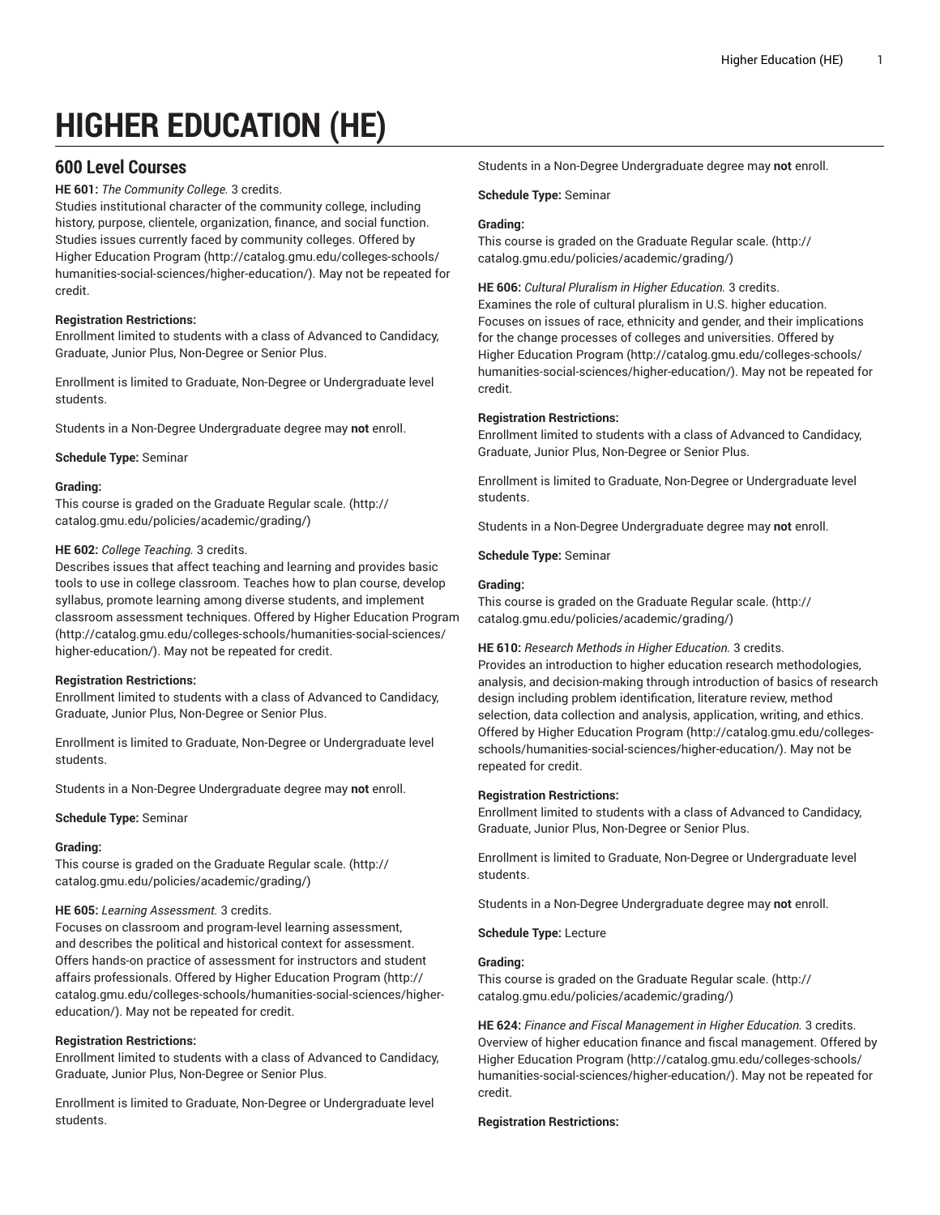# HIGHER EDUCATION (HE)

## 600 Level Courses

**HE 601:** *The Community College.* 3 credits.
Studies institutional character of the community college, including history, purpose, clientele, organization, finance, and social function. Studies issues currently faced by community colleges. Offered by Higher Education Program (http://catalog.gmu.edu/colleges-schools/humanities-social-sciences/higher-education/). May not be repeated for credit.

**Registration Restrictions:**
Enrollment limited to students with a class of Advanced to Candidacy, Graduate, Junior Plus, Non-Degree or Senior Plus.

Enrollment is limited to Graduate, Non-Degree or Undergraduate level students.

Students in a Non-Degree Undergraduate degree may **not** enroll.

**Schedule Type:** Seminar

**Grading:**
This course is graded on the Graduate Regular scale. (http://catalog.gmu.edu/policies/academic/grading/)

**HE 602:** *College Teaching.* 3 credits.
Describes issues that affect teaching and learning and provides basic tools to use in college classroom. Teaches how to plan course, develop syllabus, promote learning among diverse students, and implement classroom assessment techniques. Offered by Higher Education Program (http://catalog.gmu.edu/colleges-schools/humanities-social-sciences/higher-education/). May not be repeated for credit.

**Registration Restrictions:**
Enrollment limited to students with a class of Advanced to Candidacy, Graduate, Junior Plus, Non-Degree or Senior Plus.

Enrollment is limited to Graduate, Non-Degree or Undergraduate level students.

Students in a Non-Degree Undergraduate degree may **not** enroll.

**Schedule Type:** Seminar

**Grading:**
This course is graded on the Graduate Regular scale. (http://catalog.gmu.edu/policies/academic/grading/)

**HE 605:** *Learning Assessment.* 3 credits.
Focuses on classroom and program-level learning assessment, and describes the political and historical context for assessment. Offers hands-on practice of assessment for instructors and student affairs professionals. Offered by Higher Education Program (http://catalog.gmu.edu/colleges-schools/humanities-social-sciences/higher-education/). May not be repeated for credit.

**Registration Restrictions:**
Enrollment limited to students with a class of Advanced to Candidacy, Graduate, Junior Plus, Non-Degree or Senior Plus.

Enrollment is limited to Graduate, Non-Degree or Undergraduate level students.

Students in a Non-Degree Undergraduate degree may **not** enroll.

**Schedule Type:** Seminar

**Grading:**
This course is graded on the Graduate Regular scale. (http://catalog.gmu.edu/policies/academic/grading/)

**HE 606:** *Cultural Pluralism in Higher Education.* 3 credits.
Examines the role of cultural pluralism in U.S. higher education. Focuses on issues of race, ethnicity and gender, and their implications for the change processes of colleges and universities. Offered by Higher Education Program (http://catalog.gmu.edu/colleges-schools/humanities-social-sciences/higher-education/). May not be repeated for credit.

**Registration Restrictions:**
Enrollment limited to students with a class of Advanced to Candidacy, Graduate, Junior Plus, Non-Degree or Senior Plus.

Enrollment is limited to Graduate, Non-Degree or Undergraduate level students.

Students in a Non-Degree Undergraduate degree may **not** enroll.

**Schedule Type:** Seminar

**Grading:**
This course is graded on the Graduate Regular scale. (http://catalog.gmu.edu/policies/academic/grading/)

**HE 610:** *Research Methods in Higher Education.* 3 credits.
Provides an introduction to higher education research methodologies, analysis, and decision-making through introduction of basics of research design including problem identification, literature review, method selection, data collection and analysis, application, writing, and ethics. Offered by Higher Education Program (http://catalog.gmu.edu/colleges-schools/humanities-social-sciences/higher-education/). May not be repeated for credit.

**Registration Restrictions:**
Enrollment limited to students with a class of Advanced to Candidacy, Graduate, Junior Plus, Non-Degree or Senior Plus.

Enrollment is limited to Graduate, Non-Degree or Undergraduate level students.

Students in a Non-Degree Undergraduate degree may **not** enroll.

**Schedule Type:** Lecture

**Grading:**
This course is graded on the Graduate Regular scale. (http://catalog.gmu.edu/policies/academic/grading/)

**HE 624:** *Finance and Fiscal Management in Higher Education.* 3 credits.
Overview of higher education finance and fiscal management. Offered by Higher Education Program (http://catalog.gmu.edu/colleges-schools/humanities-social-sciences/higher-education/). May not be repeated for credit.

**Registration Restrictions:**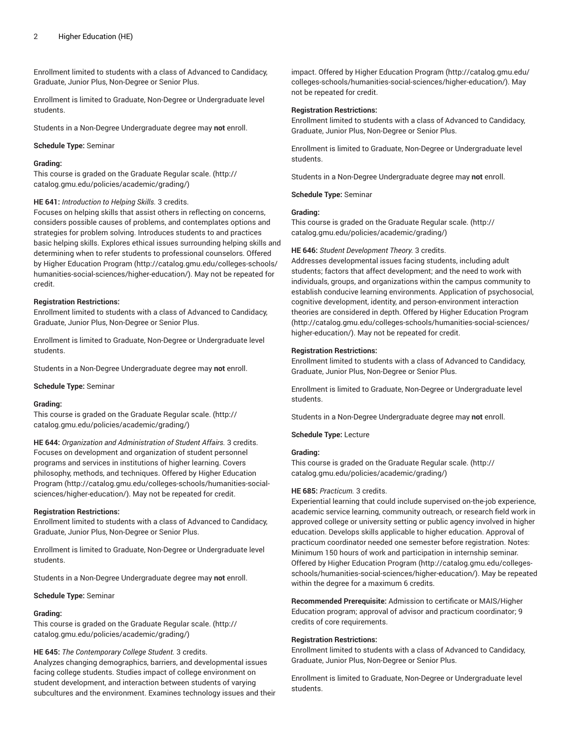Enrollment limited to students with a class of Advanced to Candidacy, Graduate, Junior Plus, Non-Degree or Senior Plus.

Enrollment is limited to Graduate, Non-Degree or Undergraduate level students.

Students in a Non-Degree Undergraduate degree may **not** enroll.

**Schedule Type:** Seminar

**Grading:**
This course is graded on the Graduate Regular scale. (http://catalog.gmu.edu/policies/academic/grading/)

**HE 641:** *Introduction to Helping Skills.* 3 credits.
Focuses on helping skills that assist others in reflecting on concerns, considers possible causes of problems, and contemplates options and strategies for problem solving. Introduces students to and practices basic helping skills. Explores ethical issues surrounding helping skills and determining when to refer students to professional counselors. Offered by Higher Education Program (http://catalog.gmu.edu/colleges-schools/humanities-social-sciences/higher-education/). May not be repeated for credit.

**Registration Restrictions:**
Enrollment limited to students with a class of Advanced to Candidacy, Graduate, Junior Plus, Non-Degree or Senior Plus.

Enrollment is limited to Graduate, Non-Degree or Undergraduate level students.

Students in a Non-Degree Undergraduate degree may **not** enroll.

**Schedule Type:** Seminar

**Grading:**
This course is graded on the Graduate Regular scale. (http://catalog.gmu.edu/policies/academic/grading/)

**HE 644:** *Organization and Administration of Student Affairs.* 3 credits.
Focuses on development and organization of student personnel programs and services in institutions of higher learning. Covers philosophy, methods, and techniques. Offered by Higher Education Program (http://catalog.gmu.edu/colleges-schools/humanities-social-sciences/higher-education/). May not be repeated for credit.

**Registration Restrictions:**
Enrollment limited to students with a class of Advanced to Candidacy, Graduate, Junior Plus, Non-Degree or Senior Plus.

Enrollment is limited to Graduate, Non-Degree or Undergraduate level students.

Students in a Non-Degree Undergraduate degree may **not** enroll.

**Schedule Type:** Seminar

**Grading:**
This course is graded on the Graduate Regular scale. (http://catalog.gmu.edu/policies/academic/grading/)

**HE 645:** *The Contemporary College Student.* 3 credits.
Analyzes changing demographics, barriers, and developmental issues facing college students. Studies impact of college environment on student development, and interaction between students of varying subcultures and the environment. Examines technology issues and their impact. Offered by Higher Education Program (http://catalog.gmu.edu/colleges-schools/humanities-social-sciences/higher-education/). May not be repeated for credit.

**Registration Restrictions:**
Enrollment limited to students with a class of Advanced to Candidacy, Graduate, Junior Plus, Non-Degree or Senior Plus.

Enrollment is limited to Graduate, Non-Degree or Undergraduate level students.

Students in a Non-Degree Undergraduate degree may **not** enroll.

**Schedule Type:** Seminar

**Grading:**
This course is graded on the Graduate Regular scale. (http://catalog.gmu.edu/policies/academic/grading/)

**HE 646:** *Student Development Theory.* 3 credits.
Addresses developmental issues facing students, including adult students; factors that affect development; and the need to work with individuals, groups, and organizations within the campus community to establish conducive learning environments. Application of psychosocial, cognitive development, identity, and person-environment interaction theories are considered in depth. Offered by Higher Education Program (http://catalog.gmu.edu/colleges-schools/humanities-social-sciences/higher-education/). May not be repeated for credit.

**Registration Restrictions:**
Enrollment limited to students with a class of Advanced to Candidacy, Graduate, Junior Plus, Non-Degree or Senior Plus.

Enrollment is limited to Graduate, Non-Degree or Undergraduate level students.

Students in a Non-Degree Undergraduate degree may **not** enroll.

**Schedule Type:** Lecture

**Grading:**
This course is graded on the Graduate Regular scale. (http://catalog.gmu.edu/policies/academic/grading/)

**HE 685:** *Practicum.* 3 credits.
Experiential learning that could include supervised on-the-job experience, academic service learning, community outreach, or research field work in approved college or university setting or public agency involved in higher education. Develops skills applicable to higher education. Approval of practicum coordinator needed one semester before registration. Notes: Minimum 150 hours of work and participation in internship seminar. Offered by Higher Education Program (http://catalog.gmu.edu/colleges-schools/humanities-social-sciences/higher-education/). May be repeated within the degree for a maximum 6 credits.

**Recommended Prerequisite:** Admission to certificate or MAIS/Higher Education program; approval of advisor and practicum coordinator; 9 credits of core requirements.

**Registration Restrictions:**
Enrollment limited to students with a class of Advanced to Candidacy, Graduate, Junior Plus, Non-Degree or Senior Plus.

Enrollment is limited to Graduate, Non-Degree or Undergraduate level students.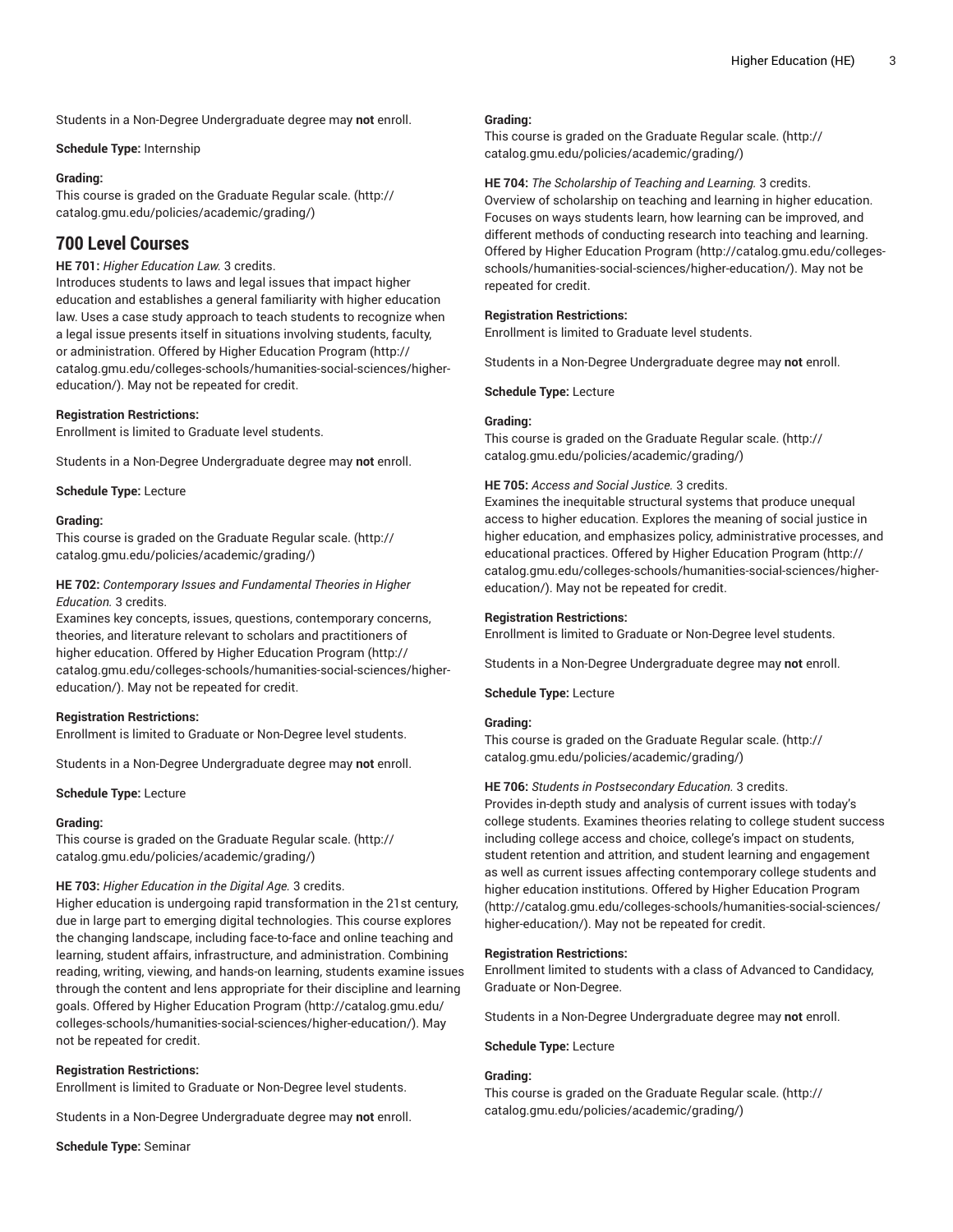Students in a Non-Degree Undergraduate degree may **not** enroll.

**Schedule Type:** Internship

**Grading:**
This course is graded on the Graduate Regular scale. (http://catalog.gmu.edu/policies/academic/grading/)

## 700 Level Courses

**HE 701:** *Higher Education Law.* 3 credits.
Introduces students to laws and legal issues that impact higher education and establishes a general familiarity with higher education law. Uses a case study approach to teach students to recognize when a legal issue presents itself in situations involving students, faculty, or administration. Offered by Higher Education Program (http://catalog.gmu.edu/colleges-schools/humanities-social-sciences/higher-education/). May not be repeated for credit.

**Registration Restrictions:**
Enrollment is limited to Graduate level students.

Students in a Non-Degree Undergraduate degree may **not** enroll.

**Schedule Type:** Lecture

**Grading:**
This course is graded on the Graduate Regular scale. (http://catalog.gmu.edu/policies/academic/grading/)

**HE 702:** *Contemporary Issues and Fundamental Theories in Higher Education.* 3 credits.
Examines key concepts, issues, questions, contemporary concerns, theories, and literature relevant to scholars and practitioners of higher education. Offered by Higher Education Program (http://catalog.gmu.edu/colleges-schools/humanities-social-sciences/higher-education/). May not be repeated for credit.

**Registration Restrictions:**
Enrollment is limited to Graduate or Non-Degree level students.

Students in a Non-Degree Undergraduate degree may **not** enroll.

**Schedule Type:** Lecture

**Grading:**
This course is graded on the Graduate Regular scale. (http://catalog.gmu.edu/policies/academic/grading/)

**HE 703:** *Higher Education in the Digital Age.* 3 credits.
Higher education is undergoing rapid transformation in the 21st century, due in large part to emerging digital technologies. This course explores the changing landscape, including face-to-face and online teaching and learning, student affairs, infrastructure, and administration. Combining reading, writing, viewing, and hands-on learning, students examine issues through the content and lens appropriate for their discipline and learning goals. Offered by Higher Education Program (http://catalog.gmu.edu/colleges-schools/humanities-social-sciences/higher-education/). May not be repeated for credit.

**Registration Restrictions:**
Enrollment is limited to Graduate or Non-Degree level students.

Students in a Non-Degree Undergraduate degree may **not** enroll.

**Schedule Type:** Seminar

**Grading:**
This course is graded on the Graduate Regular scale. (http://catalog.gmu.edu/policies/academic/grading/)

**HE 704:** *The Scholarship of Teaching and Learning.* 3 credits.
Overview of scholarship on teaching and learning in higher education. Focuses on ways students learn, how learning can be improved, and different methods of conducting research into teaching and learning. Offered by Higher Education Program (http://catalog.gmu.edu/colleges-schools/humanities-social-sciences/higher-education/). May not be repeated for credit.

**Registration Restrictions:**
Enrollment is limited to Graduate level students.

Students in a Non-Degree Undergraduate degree may **not** enroll.

**Schedule Type:** Lecture

**Grading:**
This course is graded on the Graduate Regular scale. (http://catalog.gmu.edu/policies/academic/grading/)

**HE 705:** *Access and Social Justice.* 3 credits.
Examines the inequitable structural systems that produce unequal access to higher education. Explores the meaning of social justice in higher education, and emphasizes policy, administrative processes, and educational practices. Offered by Higher Education Program (http://catalog.gmu.edu/colleges-schools/humanities-social-sciences/higher-education/). May not be repeated for credit.

**Registration Restrictions:**
Enrollment is limited to Graduate or Non-Degree level students.

Students in a Non-Degree Undergraduate degree may **not** enroll.

**Schedule Type:** Lecture

**Grading:**
This course is graded on the Graduate Regular scale. (http://catalog.gmu.edu/policies/academic/grading/)

**HE 706:** *Students in Postsecondary Education.* 3 credits.
Provides in-depth study and analysis of current issues with today's college students. Examines theories relating to college student success including college access and choice, college's impact on students, student retention and attrition, and student learning and engagement as well as current issues affecting contemporary college students and higher education institutions. Offered by Higher Education Program (http://catalog.gmu.edu/colleges-schools/humanities-social-sciences/higher-education/). May not be repeated for credit.

**Registration Restrictions:**
Enrollment limited to students with a class of Advanced to Candidacy, Graduate or Non-Degree.

Students in a Non-Degree Undergraduate degree may **not** enroll.

**Schedule Type:** Lecture

**Grading:**
This course is graded on the Graduate Regular scale. (http://catalog.gmu.edu/policies/academic/grading/)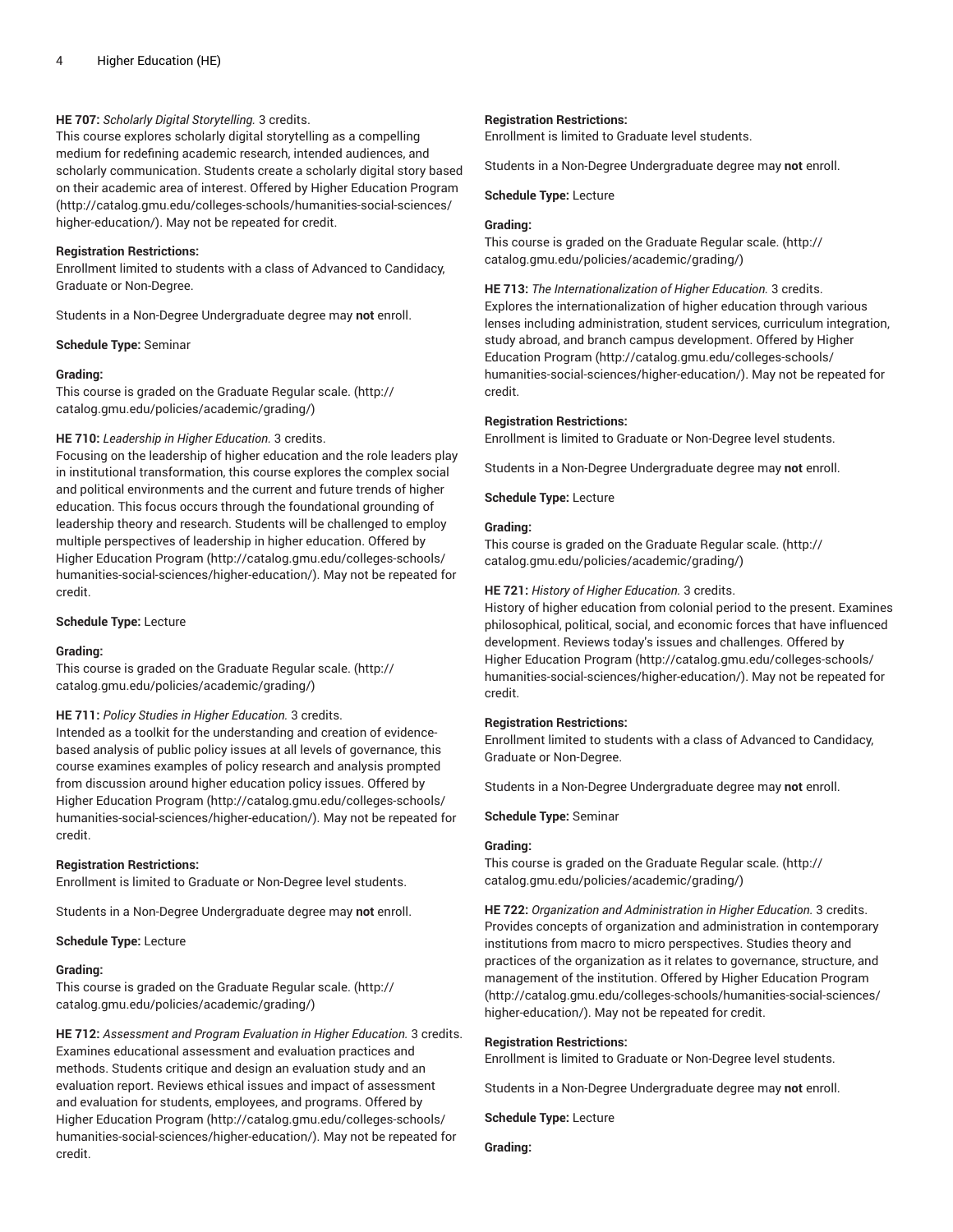**HE 707:** *Scholarly Digital Storytelling.* 3 credits.
This course explores scholarly digital storytelling as a compelling medium for redefining academic research, intended audiences, and scholarly communication. Students create a scholarly digital story based on their academic area of interest. Offered by Higher Education Program (http://catalog.gmu.edu/colleges-schools/humanities-social-sciences/higher-education/). May not be repeated for credit.

**Registration Restrictions:**
Enrollment limited to students with a class of Advanced to Candidacy, Graduate or Non-Degree.

Students in a Non-Degree Undergraduate degree may **not** enroll.

**Schedule Type:** Seminar

**Grading:**
This course is graded on the Graduate Regular scale. (http://catalog.gmu.edu/policies/academic/grading/)

**HE 710:** *Leadership in Higher Education.* 3 credits.
Focusing on the leadership of higher education and the role leaders play in institutional transformation, this course explores the complex social and political environments and the current and future trends of higher education. This focus occurs through the foundational grounding of leadership theory and research. Students will be challenged to employ multiple perspectives of leadership in higher education. Offered by Higher Education Program (http://catalog.gmu.edu/colleges-schools/humanities-social-sciences/higher-education/). May not be repeated for credit.

**Schedule Type:** Lecture

**Grading:**
This course is graded on the Graduate Regular scale. (http://catalog.gmu.edu/policies/academic/grading/)

**HE 711:** *Policy Studies in Higher Education.* 3 credits.
Intended as a toolkit for the understanding and creation of evidence-based analysis of public policy issues at all levels of governance, this course examines examples of policy research and analysis prompted from discussion around higher education policy issues. Offered by Higher Education Program (http://catalog.gmu.edu/colleges-schools/humanities-social-sciences/higher-education/). May not be repeated for credit.

**Registration Restrictions:**
Enrollment is limited to Graduate or Non-Degree level students.

Students in a Non-Degree Undergraduate degree may **not** enroll.

**Schedule Type:** Lecture

**Grading:**
This course is graded on the Graduate Regular scale. (http://catalog.gmu.edu/policies/academic/grading/)

**HE 712:** *Assessment and Program Evaluation in Higher Education.* 3 credits.
Examines educational assessment and evaluation practices and methods. Students critique and design an evaluation study and an evaluation report. Reviews ethical issues and impact of assessment and evaluation for students, employees, and programs. Offered by Higher Education Program (http://catalog.gmu.edu/colleges-schools/humanities-social-sciences/higher-education/). May not be repeated for credit.

**Registration Restrictions:**
Enrollment is limited to Graduate level students.

Students in a Non-Degree Undergraduate degree may **not** enroll.

**Schedule Type:** Lecture

**Grading:**
This course is graded on the Graduate Regular scale. (http://catalog.gmu.edu/policies/academic/grading/)

**HE 713:** *The Internationalization of Higher Education.* 3 credits.
Explores the internationalization of higher education through various lenses including administration, student services, curriculum integration, study abroad, and branch campus development. Offered by Higher Education Program (http://catalog.gmu.edu/colleges-schools/humanities-social-sciences/higher-education/). May not be repeated for credit.

**Registration Restrictions:**
Enrollment is limited to Graduate or Non-Degree level students.

Students in a Non-Degree Undergraduate degree may **not** enroll.

**Schedule Type:** Lecture

**Grading:**
This course is graded on the Graduate Regular scale. (http://catalog.gmu.edu/policies/academic/grading/)

**HE 721:** *History of Higher Education.* 3 credits.
History of higher education from colonial period to the present. Examines philosophical, political, social, and economic forces that have influenced development. Reviews today's issues and challenges. Offered by Higher Education Program (http://catalog.gmu.edu/colleges-schools/humanities-social-sciences/higher-education/). May not be repeated for credit.

**Registration Restrictions:**
Enrollment limited to students with a class of Advanced to Candidacy, Graduate or Non-Degree.

Students in a Non-Degree Undergraduate degree may **not** enroll.

**Schedule Type:** Seminar

**Grading:**
This course is graded on the Graduate Regular scale. (http://catalog.gmu.edu/policies/academic/grading/)

**HE 722:** *Organization and Administration in Higher Education.* 3 credits.
Provides concepts of organization and administration in contemporary institutions from macro to micro perspectives. Studies theory and practices of the organization as it relates to governance, structure, and management of the institution. Offered by Higher Education Program (http://catalog.gmu.edu/colleges-schools/humanities-social-sciences/higher-education/). May not be repeated for credit.

**Registration Restrictions:**
Enrollment is limited to Graduate or Non-Degree level students.

Students in a Non-Degree Undergraduate degree may **not** enroll.

**Schedule Type:** Lecture

**Grading:**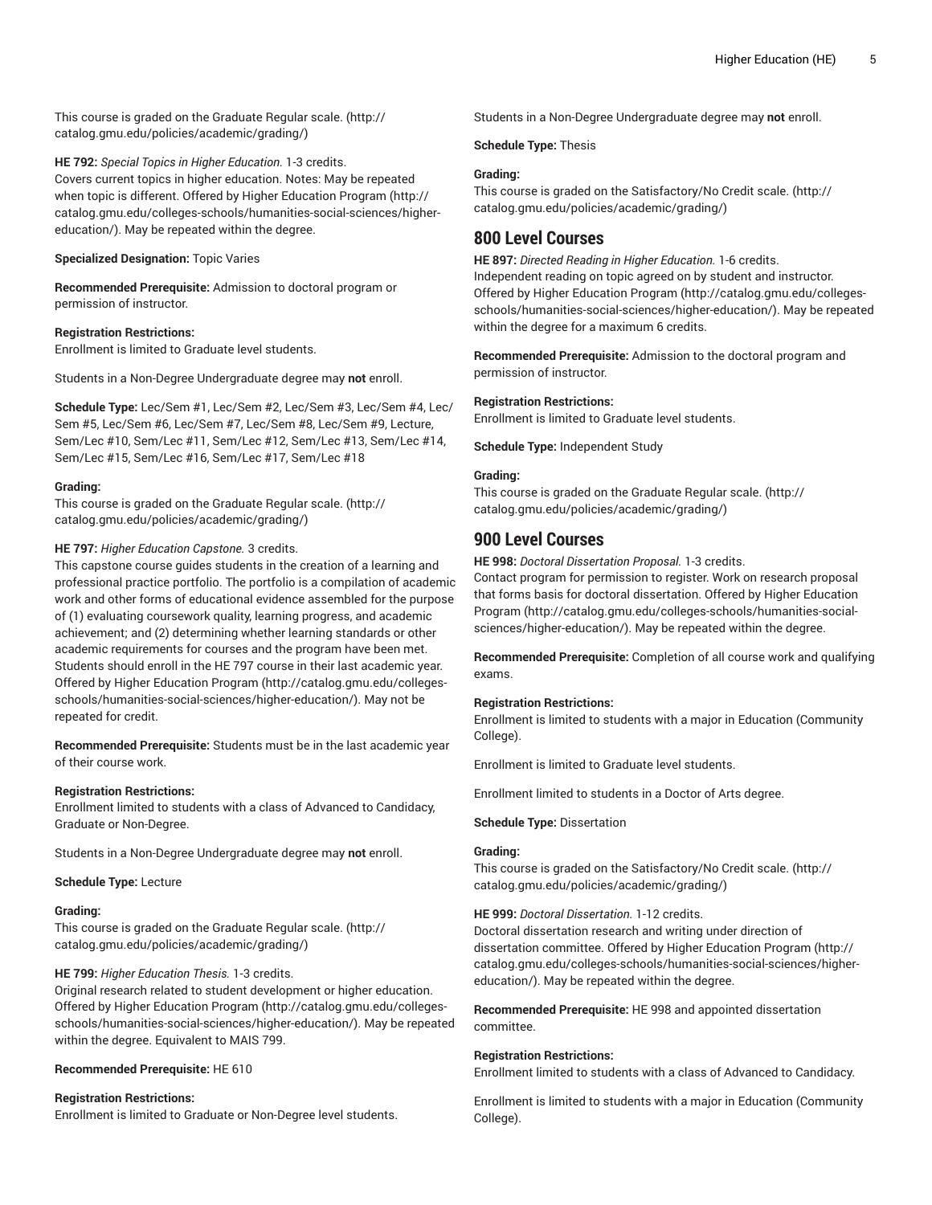This course is graded on the Graduate Regular scale. (http://catalog.gmu.edu/policies/academic/grading/)

**HE 792:** *Special Topics in Higher Education.* 1-3 credits.
Covers current topics in higher education. Notes: May be repeated when topic is different. Offered by Higher Education Program (http://catalog.gmu.edu/colleges-schools/humanities-social-sciences/higher-education/). May be repeated within the degree.

**Specialized Designation:** Topic Varies

**Recommended Prerequisite:** Admission to doctoral program or permission of instructor.

**Registration Restrictions:**
Enrollment is limited to Graduate level students.

Students in a Non-Degree Undergraduate degree may **not** enroll.

**Schedule Type:** Lec/Sem #1, Lec/Sem #2, Lec/Sem #3, Lec/Sem #4, Lec/Sem #5, Lec/Sem #6, Lec/Sem #7, Lec/Sem #8, Lec/Sem #9, Lecture, Sem/Lec #10, Sem/Lec #11, Sem/Lec #12, Sem/Lec #13, Sem/Lec #14, Sem/Lec #15, Sem/Lec #16, Sem/Lec #17, Sem/Lec #18

**Grading:**
This course is graded on the Graduate Regular scale. (http://catalog.gmu.edu/policies/academic/grading/)

**HE 797:** *Higher Education Capstone.* 3 credits.
This capstone course guides students in the creation of a learning and professional practice portfolio. The portfolio is a compilation of academic work and other forms of educational evidence assembled for the purpose of (1) evaluating coursework quality, learning progress, and academic achievement; and (2) determining whether learning standards or other academic requirements for courses and the program have been met. Students should enroll in the HE 797 course in their last academic year. Offered by Higher Education Program (http://catalog.gmu.edu/colleges-schools/humanities-social-sciences/higher-education/). May not be repeated for credit.

**Recommended Prerequisite:** Students must be in the last academic year of their course work.

**Registration Restrictions:**
Enrollment limited to students with a class of Advanced to Candidacy, Graduate or Non-Degree.

Students in a Non-Degree Undergraduate degree may **not** enroll.

**Schedule Type:** Lecture

**Grading:**
This course is graded on the Graduate Regular scale. (http://catalog.gmu.edu/policies/academic/grading/)

**HE 799:** *Higher Education Thesis.* 1-3 credits.
Original research related to student development or higher education. Offered by Higher Education Program (http://catalog.gmu.edu/colleges-schools/humanities-social-sciences/higher-education/). May be repeated within the degree. Equivalent to MAIS 799.

**Recommended Prerequisite:** HE 610

**Registration Restrictions:**
Enrollment is limited to Graduate or Non-Degree level students.

Students in a Non-Degree Undergraduate degree may **not** enroll.

**Schedule Type:** Thesis

**Grading:**
This course is graded on the Satisfactory/No Credit scale. (http://catalog.gmu.edu/policies/academic/grading/)

## 800 Level Courses

**HE 897:** *Directed Reading in Higher Education.* 1-6 credits.
Independent reading on topic agreed on by student and instructor. Offered by Higher Education Program (http://catalog.gmu.edu/colleges-schools/humanities-social-sciences/higher-education/). May be repeated within the degree for a maximum 6 credits.

**Recommended Prerequisite:** Admission to the doctoral program and permission of instructor.

**Registration Restrictions:**
Enrollment is limited to Graduate level students.

**Schedule Type:** Independent Study

**Grading:**
This course is graded on the Graduate Regular scale. (http://catalog.gmu.edu/policies/academic/grading/)

## 900 Level Courses

**HE 998:** *Doctoral Dissertation Proposal.* 1-3 credits.
Contact program for permission to register. Work on research proposal that forms basis for doctoral dissertation. Offered by Higher Education Program (http://catalog.gmu.edu/colleges-schools/humanities-social-sciences/higher-education/). May be repeated within the degree.

**Recommended Prerequisite:** Completion of all course work and qualifying exams.

**Registration Restrictions:**
Enrollment is limited to students with a major in Education (Community College).

Enrollment is limited to Graduate level students.

Enrollment limited to students in a Doctor of Arts degree.

**Schedule Type:** Dissertation

**Grading:**
This course is graded on the Satisfactory/No Credit scale. (http://catalog.gmu.edu/policies/academic/grading/)

**HE 999:** *Doctoral Dissertation.* 1-12 credits.
Doctoral dissertation research and writing under direction of dissertation committee. Offered by Higher Education Program (http://catalog.gmu.edu/colleges-schools/humanities-social-sciences/higher-education/). May be repeated within the degree.

**Recommended Prerequisite:** HE 998 and appointed dissertation committee.

**Registration Restrictions:**
Enrollment limited to students with a class of Advanced to Candidacy.

Enrollment is limited to students with a major in Education (Community College).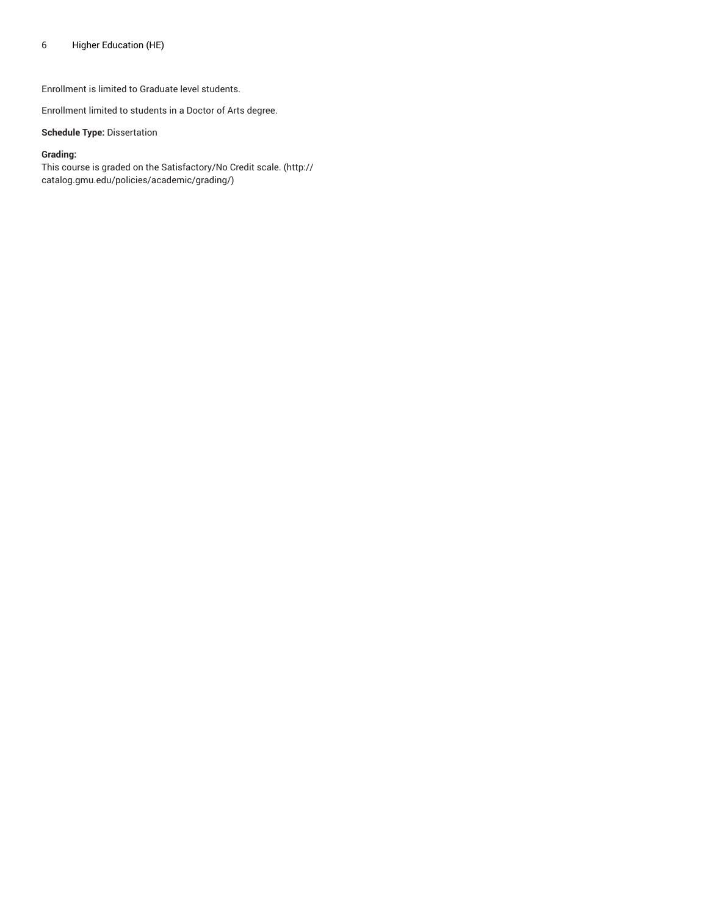Enrollment is limited to Graduate level students.

Enrollment limited to students in a Doctor of Arts degree.

**Schedule Type:** Dissertation

**Grading:**
This course is graded on the Satisfactory/No Credit scale. (http://catalog.gmu.edu/policies/academic/grading/)